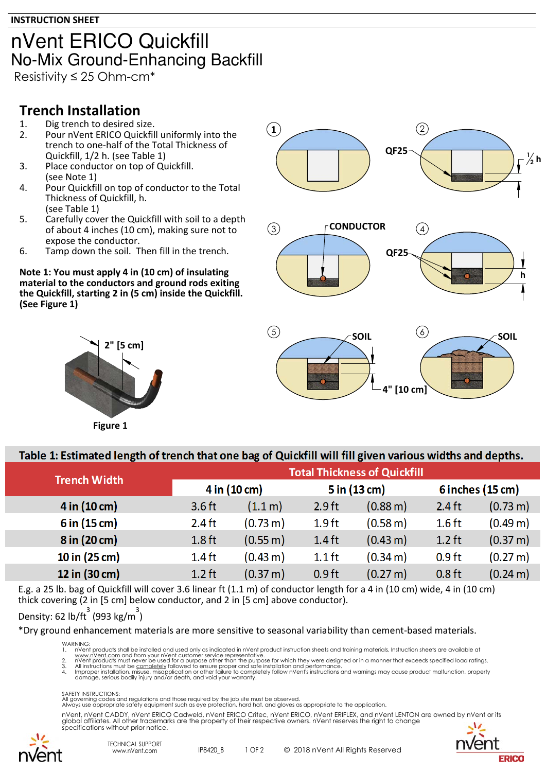INSTRUCTION SHEET

# nVent ERICO Quickfill

## No-Mix Ground-Enhancing Backfill

Resistivity ≤ 25 Ohm-cm*

## Trench Installation

1. Dig trench to desired size.
2. Pour nVent ERICO Quickfill uniformly into the trench to one-half of the Total Thickness of Quickfill, 1/2 h. (see Table 1)
3. Place conductor on top of Quickfill. (see Note 1)
4. Pour Quickfill on top of conductor to the Total Thickness of Quickfill, h. (see Table 1)
5. Carefully cover the Quickfill with soil to a depth of about 4 inches (10 cm), making sure not to expose the conductor.
6. Tamp down the soil. Then fill in the trench.

**Note 1: You must apply 4 in (10 cm) of insulating material to the conductors and ground rods exiting the Quickfill, starting 2 in (5 cm) inside the Quickfill. (See Figure 1)**

2" [5 cm]

**Figure 1**

1 2 QF25 ½ h 3 CONDUCTOR 4 QF25 h 5 SOIL 6 SOIL 4" [10 cm]

**Table 1: Estimated length of trench that one bag of Quickfill will fill given various widths and depths.**

| Trench Width | Total Thickness of Quickfill | | | | | |
|---|---|---|---|---|---|---|
| | 4 in (10 cm) | | 5 in (13 cm) | | 6 inches (15 cm) | |
| 4 in (10 cm) | 3.6 ft | (1.1 m) | 2.9 ft | (0.88 m) | 2.4 ft | (0.73 m) |
| 6 in (15 cm) | 2.4 ft | (0.73 m) | 1.9 ft | (0.58 m) | 1.6 ft | (0.49 m) |
| 8 in (20 cm) | 1.8 ft | (0.55 m) | 1.4 ft | (0.43 m) | 1.2 ft | (0.37 m) |
| 10 in (25 cm) | 1.4 ft | (0.43 m) | 1.1 ft | (0.34 m) | 0.9 ft | (0.27 m) |
| 12 in (30 cm) | 1.2 ft | (0.37 m) | 0.9 ft | (0.27 m) | 0.8 ft | (0.24 m) |

E.g. a 25 lb. bag of Quickfill will cover 3.6 linear ft (1.1 m) of conductor length for a 4 in (10 cm) wide, 4 in (10 cm) thick covering (2 in [5 cm] below conductor, and 2 in [5 cm] above conductor).

Density: 62 lb/ft$^3$ (993 kg/m$^3$)

*Dry ground enhancement materials are more sensitive to seasonal variability than cement-based materials.

WARNING:
1. nVent products shall be installed and used only as indicated in nVent product instruction sheets and training materials. Instruction sheets are available at www.nVent.com and from your nVent customer service representative.
2. nVent products must never be used for a purpose other than the purpose for which they were designed or in a manner that exceeds specified load ratings.
3. All instructions must be completely followed to ensure proper and safe installation and performance.
4. Improper installation, misuse, misapplication or other failure to completely follow nVent's instructions and warnings may cause product malfunction, property damage, serious bodily injury and/or death, and void your warranty.

SAFETY INSTRUCTIONS:
All governing codes and regulations and those required by the job site must be observed.
Always use appropriate safety equipment such as eye protection, hard hat, and gloves as appropriate to the application.

nVent, nVent CADDY, nVent ERICO Cadweld, nVent ERICO Critec, nVent ERICO, nVent ERIFLEX, and nVent LENTON are owned by nVent or its global affiliates. All other trademarks are the property of their respective owners. nVent reserves the right to change specifications without prior notice.

TECHNICAL SUPPORT
www.nVent.com

IP8420_B

© 2018 nVent All Rights Reserved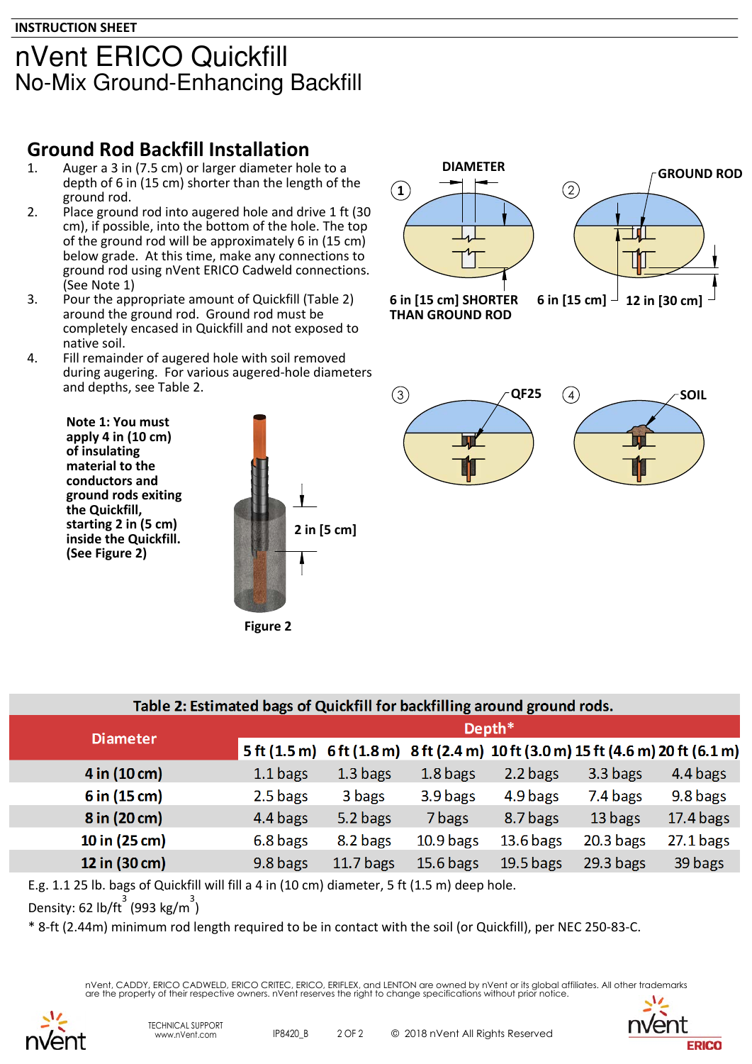INSTRUCTION SHEET

# nVent ERICO Quickfill

## No-Mix Ground-Enhancing Backfill

### Ground Rod Backfill Installation

1. Auger a 3 in (7.5 cm) or larger diameter hole to a depth of 6 in (15 cm) shorter than the length of the ground rod.
2. Place ground rod into augered hole and drive 1 ft (30 cm), if possible, into the bottom of the hole. The top of the ground rod will be approximately 6 in (15 cm) below grade. At this time, make any connections to ground rod using nVent ERICO Cadweld connections. (See Note 1)
3. Pour the appropriate amount of Quickfill (Table 2) around the ground rod. Ground rod must be completely encased in Quickfill and not exposed to native soil.
4. Fill remainder of augered hole with soil removed during augering. For various augered-hole diameters and depths, see Table 2.

**Note 1: You must apply 4 in (10 cm) of insulating material to the conductors and ground rods exiting the Quickfill, starting 2 in (5 cm) inside the Quickfill. (See Figure 2)**

2 in [5 cm]

**Figure 2**

1 DIAMETER

6 in [15 cm] SHORTER THAN GROUND ROD

2 GROUND ROD

6 in [15 cm]

12 in [30 cm]

3 QF25

4 SOIL

**Table 2: Estimated bags of Quickfill for backfilling around ground rods.**

| Diameter | Depth* | | | | | |
|---|---|---|---|---|---|---|
| | 5 ft (1.5 m) | 6 ft (1.8 m) | 8 ft (2.4 m) | 10 ft (3.0 m) | 15 ft (4.6 m) | 20 ft (6.1 m) |
| 4 in (10 cm) | 1.1 bags | 1.3 bags | 1.8 bags | 2.2 bags | 3.3 bags | 4.4 bags |
| 6 in (15 cm) | 2.5 bags | 3 bags | 3.9 bags | 4.9 bags | 7.4 bags | 9.8 bags |
| 8 in (20 cm) | 4.4 bags | 5.2 bags | 7 bags | 8.7 bags | 13 bags | 17.4 bags |
| 10 in (25 cm) | 6.8 bags | 8.2 bags | 10.9 bags | 13.6 bags | 20.3 bags | 27.1 bags |
| 12 in (30 cm) | 9.8 bags | 11.7 bags | 15.6 bags | 19.5 bags | 29.3 bags | 39 bags |

E.g. 1.1 25 lb. bags of Quickfill will fill a 4 in (10 cm) diameter, 5 ft (1.5 m) deep hole.

Density: 62 lb/ft$^3$ (993 kg/m$^3$)

\* 8-ft (2.44m) minimum rod length required to be in contact with the soil (or Quickfill), per NEC 250-83-C.

nVent, CADDY, ERICO CADWELD, ERICO CRITEC, ERICO, ERIFLEX, and LENTON are owned by nVent or its global affiliates. All other trademarks are the property of their respective owners. nVent reserves the right to change specifications without prior notice.

TECHNICAL SUPPORT www.nVent.com IP8420_B © 2018 nVent All Rights Reserved